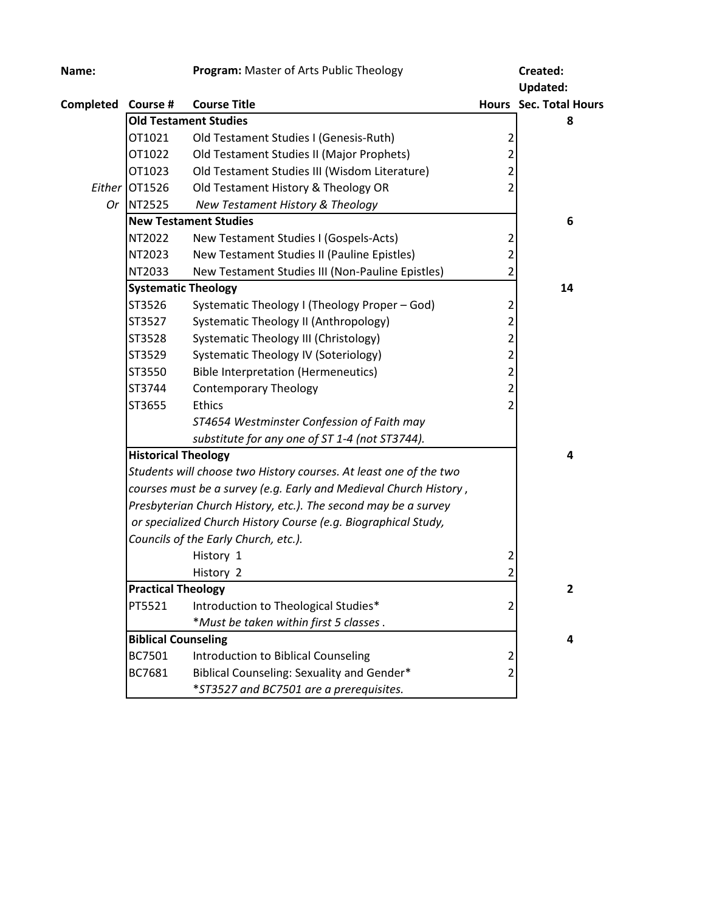| **Name:** | | **Program:** Master of Arts Public Theology | | **Created:** |
|---|---|---|---|---|
| | | | | **Updated:** |
| **Completed** | **Course #** | **Course Title** | **Hours** | **Sec. Total Hours** |
| | **Old Testament Studies** | | | **8** |
| | OT1021 | Old Testament Studies I (Genesis-Ruth) | 2 | |
| | OT1022 | Old Testament Studies II (Major Prophets) | 2 | |
| | OT1023 | Old Testament Studies III (Wisdom Literature) | 2 | |
| *Either* | OT1526 | Old Testament History & Theology OR | 2 | |
| *Or* | NT2525 | *New Testament History & Theology* | | |
| | **New Testament Studies** | | | **6** |
| | NT2022 | New Testament Studies I (Gospels-Acts) | 2 | |
| | NT2023 | New Testament Studies II (Pauline Epistles) | 2 | |
| | NT2033 | New Testament Studies III (Non-Pauline Epistles) | 2 | |
| | **Systematic Theology** | | | **14** |
| | ST3526 | Systematic Theology I (Theology Proper – God) | 2 | |
| | ST3527 | Systematic Theology II (Anthropology) | 2 | |
| | ST3528 | Systematic Theology III (Christology) | 2 | |
| | ST3529 | Systematic Theology IV (Soteriology) | 2 | |
| | ST3550 | Bible Interpretation (Hermeneutics) | 2 | |
| | ST3744 | Contemporary Theology | 2 | |
| | ST3655 | Ethics | 2 | |
| | | *ST4654 Westminster Confession of Faith may substitute for any one of ST 1-4 (not ST3744).* | | |
| | **Historical Theology** | | | **4** |
| | *Students will choose two History courses. At least one of the two courses must be a survey (e.g. Early and Medieval Church History, Presbyterian Church History, etc.). The second may be a survey or specialized Church History Course (e.g. Biographical Study, Councils of the Early Church, etc.).* | | | |
| | | History 1 | 2 | |
| | | History 2 | 2 | |
| | **Practical Theology** | | | **2** |
| | PT5521 | Introduction to Theological Studies* | 2 | |
| | | *\*Must be taken within first 5 classes.* | | |
| | **Biblical Counseling** | | | **4** |
| | BC7501 | Introduction to Biblical Counseling | 2 | |
| | BC7681 | Biblical Counseling: Sexuality and Gender* | 2 | |
| | | *\*ST3527 and BC7501 are a prerequisites.* | | |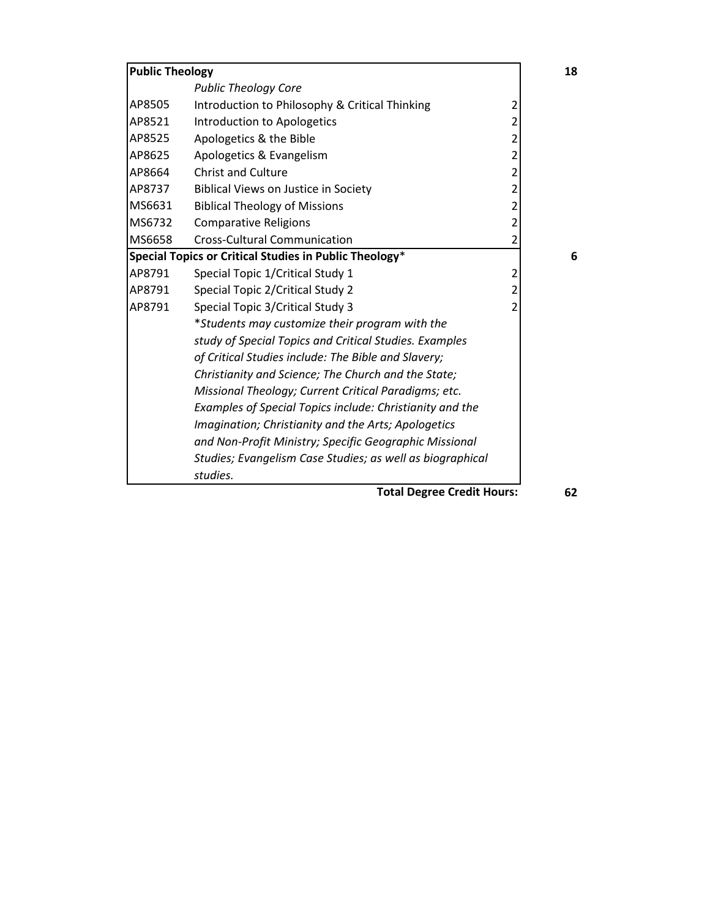| | | | |
|---|---|---|---|
| **Public Theology** | | | **18** |
| | *Public Theology Core* | | |
| AP8505 | Introduction to Philosophy & Critical Thinking | 2 | |
| AP8521 | Introduction to Apologetics | 2 | |
| AP8525 | Apologetics & the Bible | 2 | |
| AP8625 | Apologetics & Evangelism | 2 | |
| AP8664 | Christ and Culture | 2 | |
| AP8737 | Biblical Views on Justice in Society | 2 | |
| MS6631 | Biblical Theology of Missions | 2 | |
| MS6732 | Comparative Religions | 2 | |
| MS6658 | Cross-Cultural Communication | 2 | |
| **Special Topics or Critical Studies in Public Theology*** | | | **6** |
| AP8791 | Special Topic 1/Critical Study 1 | 2 | |
| AP8791 | Special Topic 2/Critical Study 2 | 2 | |
| AP8791 | Special Topic 3/Critical Study 3 | 2 | |
| | **Students may customize their program with the study of Special Topics and Critical Studies. Examples of Critical Studies include: The Bible and Slavery; Christianity and Science; The Church and the State; Missional Theology; Current Critical Paradigms; etc. Examples of Special Topics include: Christianity and the Imagination; Christianity and the Arts; Apologetics and Non-Profit Ministry; Specific Geographic Missional Studies; Evangelism Case Studies; as well as biographical studies.* | | |
| | **Total Degree Credit Hours:** | | **62** |